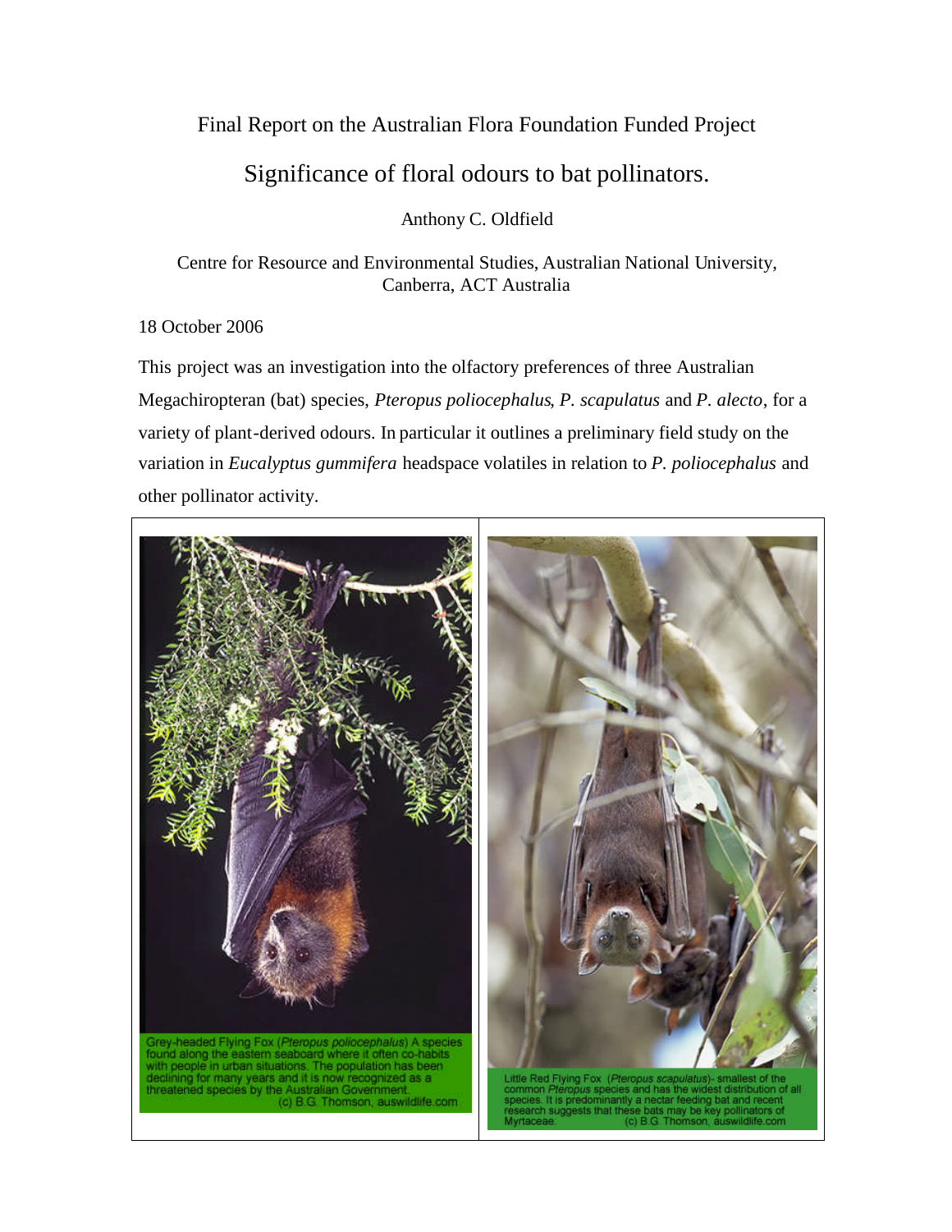Final Report on the Australian Flora Foundation Funded Project

# Significance of floral odours to bat pollinators.

Anthony C. Oldfield

Centre for Resource and Environmental Studies, Australian National University, Canberra, ACT Australia

18 October 2006

This project was an investigation into the olfactory preferences of three Australian Megachiropteran (bat) species, *Pteropus poliocephalus*, *P. scapulatus* and *P. alecto*, for a variety of plant-derived odours. In particular it outlines a preliminary field study on the variation in *Eucalyptus gummifera* headspace volatiles in relation to *P. poliocephalus* and other pollinator activity.

Grey-headed Flying Fox (*Pteropus poliocephalus*) A species found along the eastern seaboard where it often co-habits with people in urban situations. The population has been declining for many years and it is now recognized as a threatened species by the Australian Government. (c) B.G. Thomson, auswildlife.com

Little Red Flying Fox (*Pteropus scapulatus*)- smallest of the common *Pteropus* species and has the widest distribution of all species. It is predominantly a nectar feeding bat and recent research suggests that these bats may be key pollinators of Myrtaceae. (c) B.G. Thomson, auswildlife.com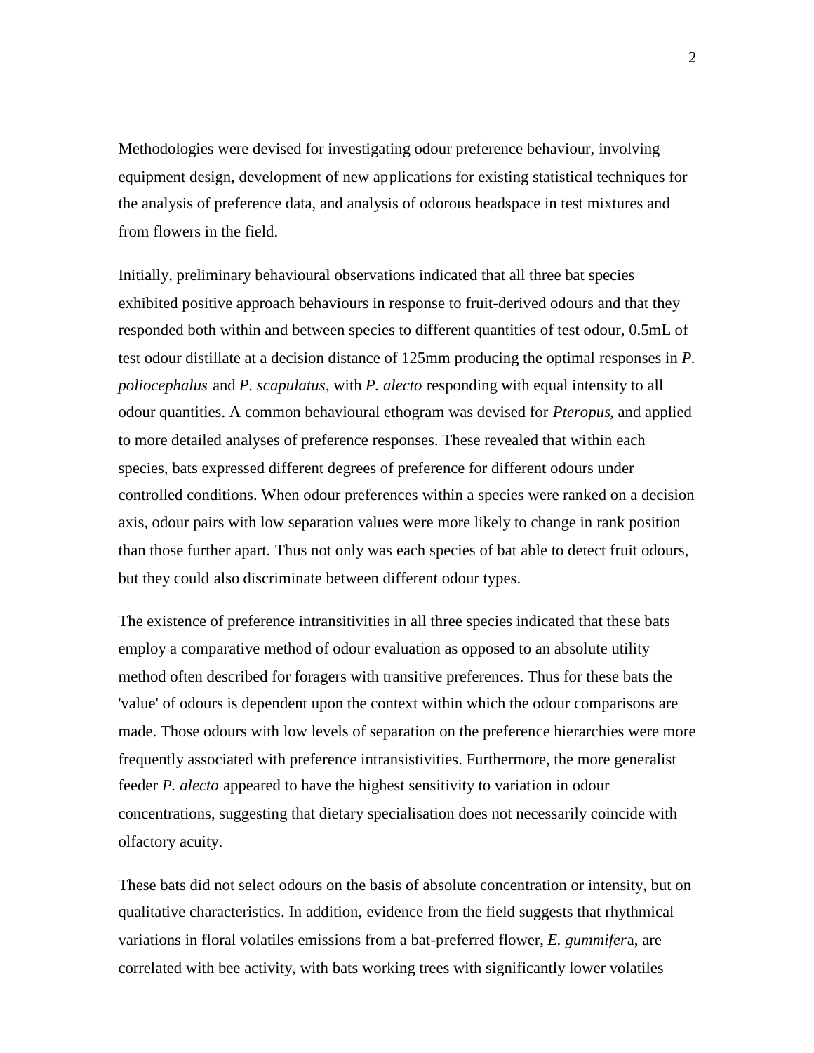Methodologies were devised for investigating odour preference behaviour, involving equipment design, development of new applications for existing statistical techniques for the analysis of preference data, and analysis of odorous headspace in test mixtures and from flowers in the field.

Initially, preliminary behavioural observations indicated that all three bat species exhibited positive approach behaviours in response to fruit-derived odours and that they responded both within and between species to different quantities of test odour, 0.5mL of test odour distillate at a decision distance of 125mm producing the optimal responses in *P. poliocephalus* and *P. scapulatus*, with *P. alecto* responding with equal intensity to all odour quantities. A common behavioural ethogram was devised for *Pteropus*, and applied to more detailed analyses of preference responses. These revealed that within each species, bats expressed different degrees of preference for different odours under controlled conditions. When odour preferences within a species were ranked on a decision axis, odour pairs with low separation values were more likely to change in rank position than those further apart. Thus not only was each species of bat able to detect fruit odours, but they could also discriminate between different odour types.

The existence of preference intransitivities in all three species indicated that these bats employ a comparative method of odour evaluation as opposed to an absolute utility method often described for foragers with transitive preferences. Thus for these bats the 'value' of odours is dependent upon the context within which the odour comparisons are made. Those odours with low levels of separation on the preference hierarchies were more frequently associated with preference intransistivities. Furthermore, the more generalist feeder *P. alecto* appeared to have the highest sensitivity to variation in odour concentrations, suggesting that dietary specialisation does not necessarily coincide with olfactory acuity.

These bats did not select odours on the basis of absolute concentration or intensity, but on qualitative characteristics. In addition, evidence from the field suggests that rhythmical variations in floral volatiles emissions from a bat-preferred flower, *E. gummifer*a, are correlated with bee activity, with bats working trees with significantly lower volatiles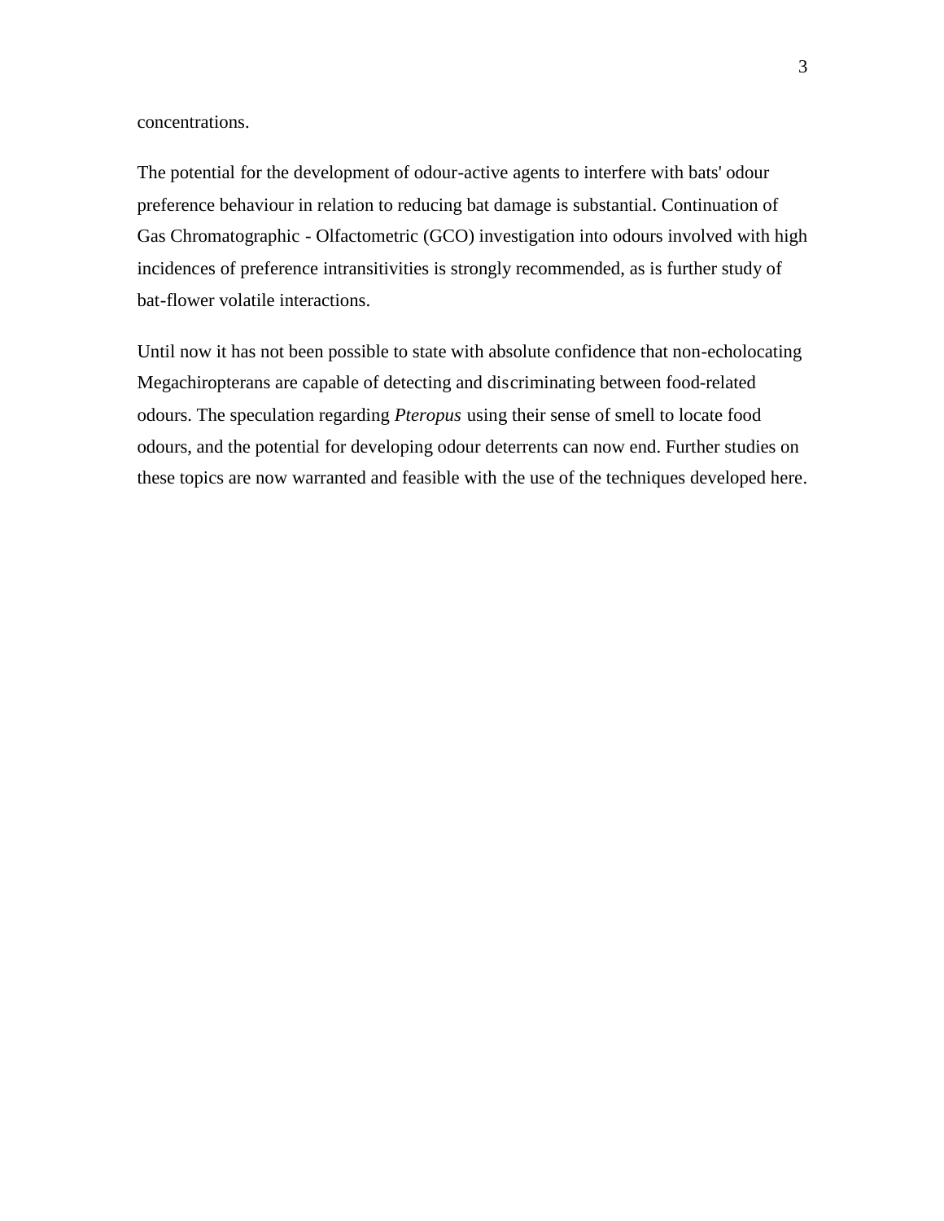concentrations.

The potential for the development of odour-active agents to interfere with bats' odour preference behaviour in relation to reducing bat damage is substantial. Continuation of Gas Chromatographic - Olfactometric (GCO) investigation into odours involved with high incidences of preference intransitivities is strongly recommended, as is further study of bat-flower volatile interactions.

Until now it has not been possible to state with absolute confidence that non-echolocating Megachiropterans are capable of detecting and discriminating between food-related odours. The speculation regarding *Pteropus* using their sense of smell to locate food odours, and the potential for developing odour deterrents can now end. Further studies on these topics are now warranted and feasible with the use of the techniques developed here.